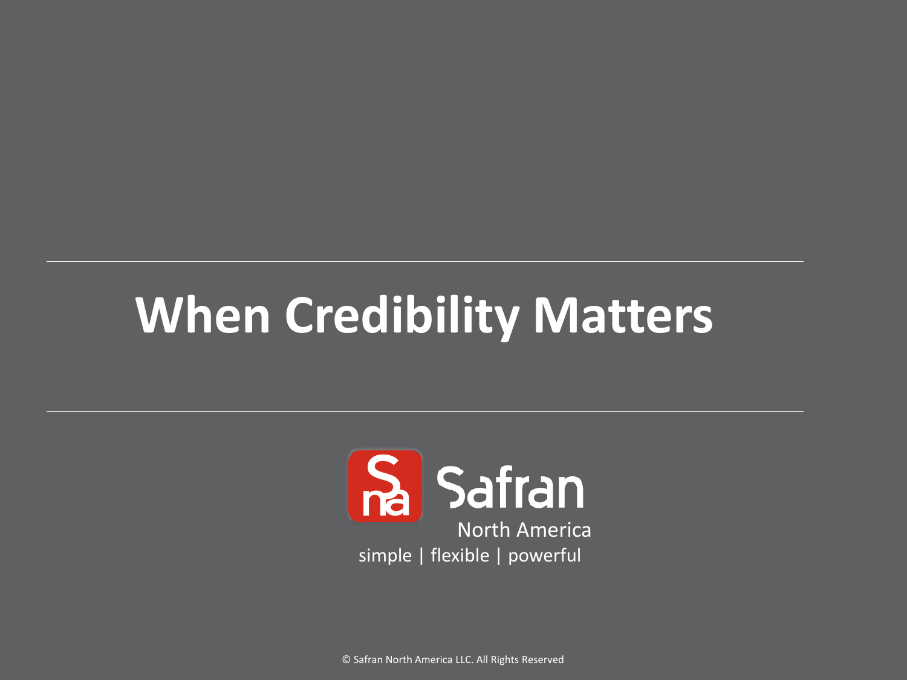# When Credibility Matters

Safran

North America

simple | flexible | powerful

© Safran North America LLC. All Rights Reserved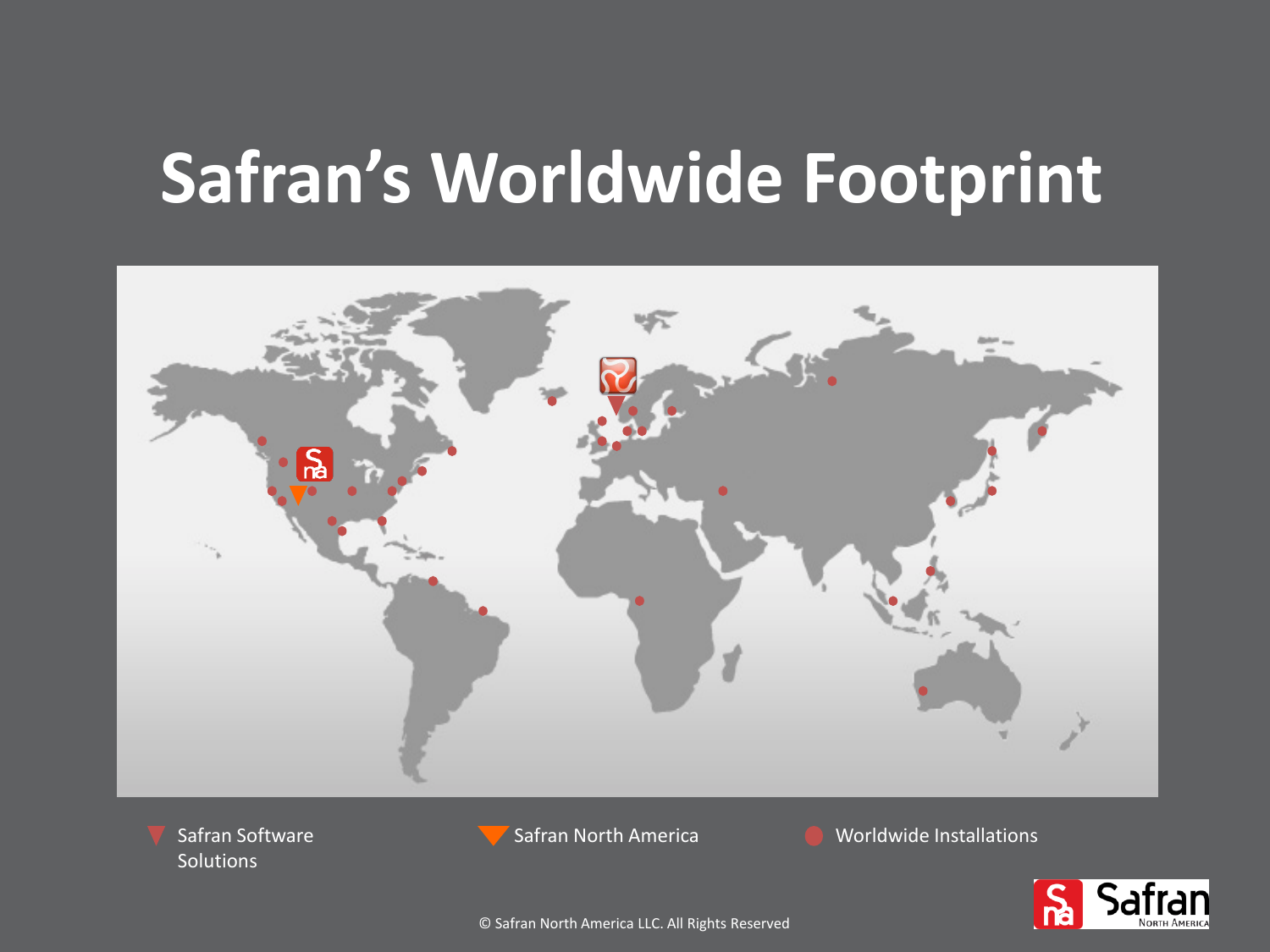# Safran's Worldwide Footprint

Safran Software Solutions

Safran North America

Worldwide Installations

© Safran North America LLC. All Rights Reserved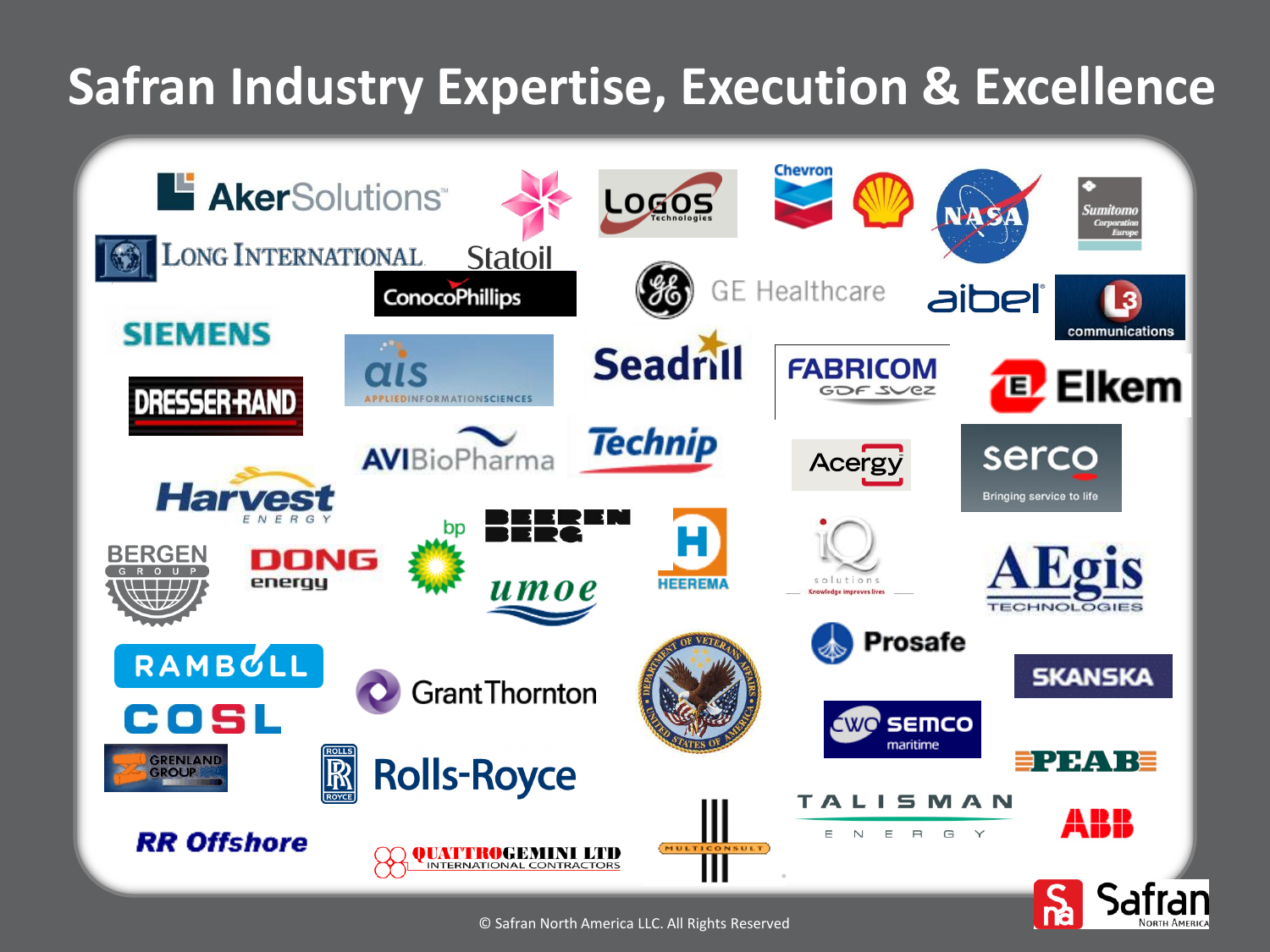# Safran Industry Expertise, Execution & Excellence

AkerSolutions
Long International
Statoil
ConocoPhillips
Logos Technologies
Chevron
Shell
NASA
Sumitomo Corporation Europe
GE Healthcare
aibel
L3 communications
SIEMENS
ais APPLIED INFORMATION SCIENCES
Seadrill
FABRICOM GDF SUEZ
Elkem
DRESSER-RAND
AVIBioPharma
Technip
Acergy
serco Bringing service to life
Harvest Energy
bp
BEERENBERG
HEEREMA
iQ solutions Knowledge improves lives
BERGEN GROUP
DONG energy
umoe
AEgis TECHNOLOGIES
Prosafe
RAMBOLL
COSL
GrantThornton
Department of Veterans Affairs United States of America
SKANSKA
CWC semco maritime
GRENLAND GROUP
Rolls-Royce
PEAB
TALISMAN ENERGY
ABB
RR Offshore
QUATTROGEMINI LTD INTERNATIONAL CONTRACTORS
MULTICONSULT
Safran North America

© Safran North America LLC. All Rights Reserved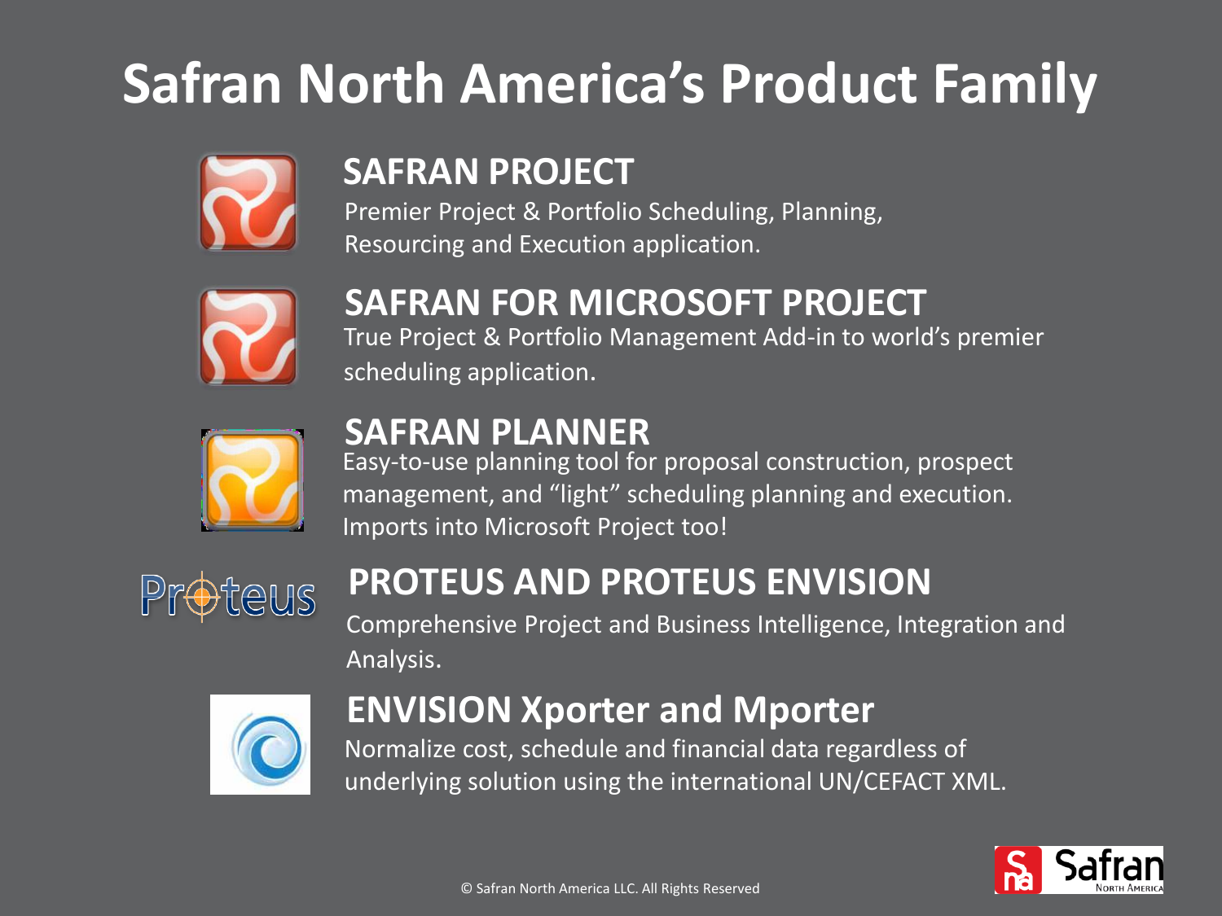# Safran North America's Product Family

## SAFRAN PROJECT

Premier Project & Portfolio Scheduling, Planning, Resourcing and Execution application.

## SAFRAN FOR MICROSOFT PROJECT

True Project & Portfolio Management Add-in to world's premier scheduling application.

## SAFRAN PLANNER

Easy-to-use planning tool for proposal construction, prospect management, and "light" scheduling planning and execution. Imports into Microsoft Project too!

## PROTEUS AND PROTEUS ENVISION

Comprehensive Project and Business Intelligence, Integration and Analysis.

## ENVISION Xporter and Mporter

Normalize cost, schedule and financial data regardless of underlying solution using the international UN/CEFACT XML.

© Safran North America LLC. All Rights Reserved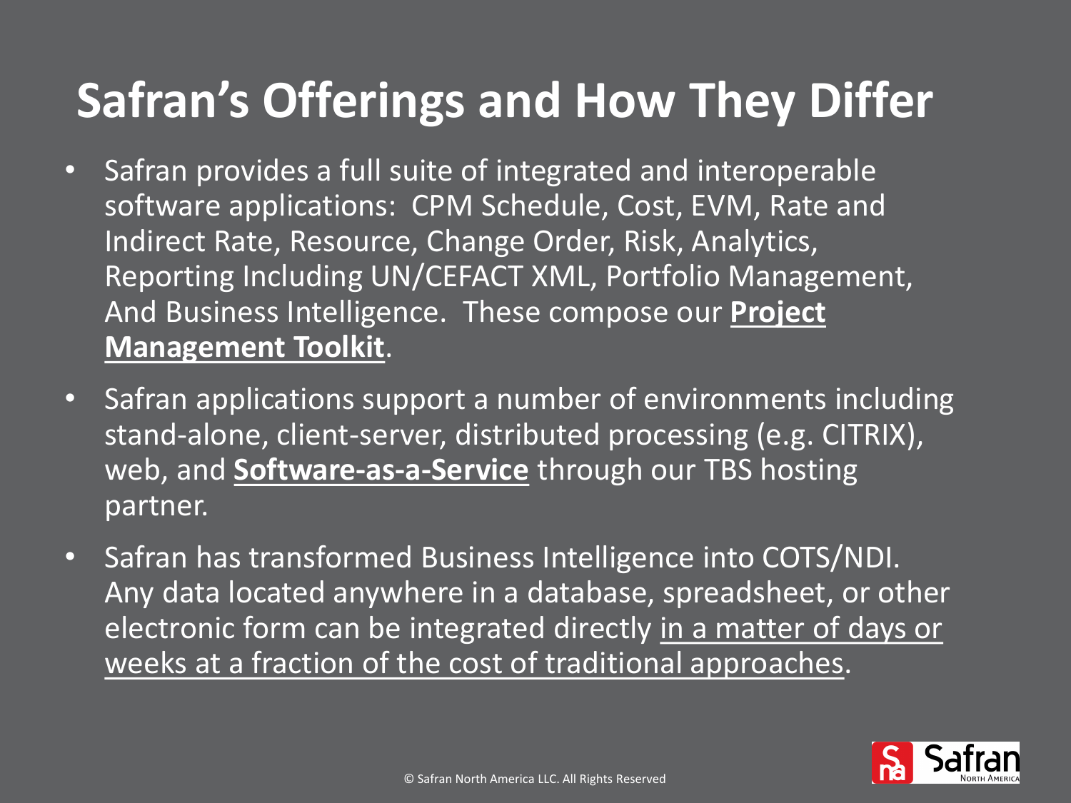# Safran's Offerings and How They Differ

- Safran provides a full suite of integrated and interoperable software applications: CPM Schedule, Cost, EVM, Rate and Indirect Rate, Resource, Change Order, Risk, Analytics, Reporting Including UN/CEFACT XML, Portfolio Management, And Business Intelligence. These compose our **Project Management Toolkit**.
- Safran applications support a number of environments including stand-alone, client-server, distributed processing (e.g. CITRIX), web, and **Software-as-a-Service** through our TBS hosting partner.
- Safran has transformed Business Intelligence into COTS/NDI. Any data located anywhere in a database, spreadsheet, or other electronic form can be integrated directly in a matter of days or weeks at a fraction of the cost of traditional approaches.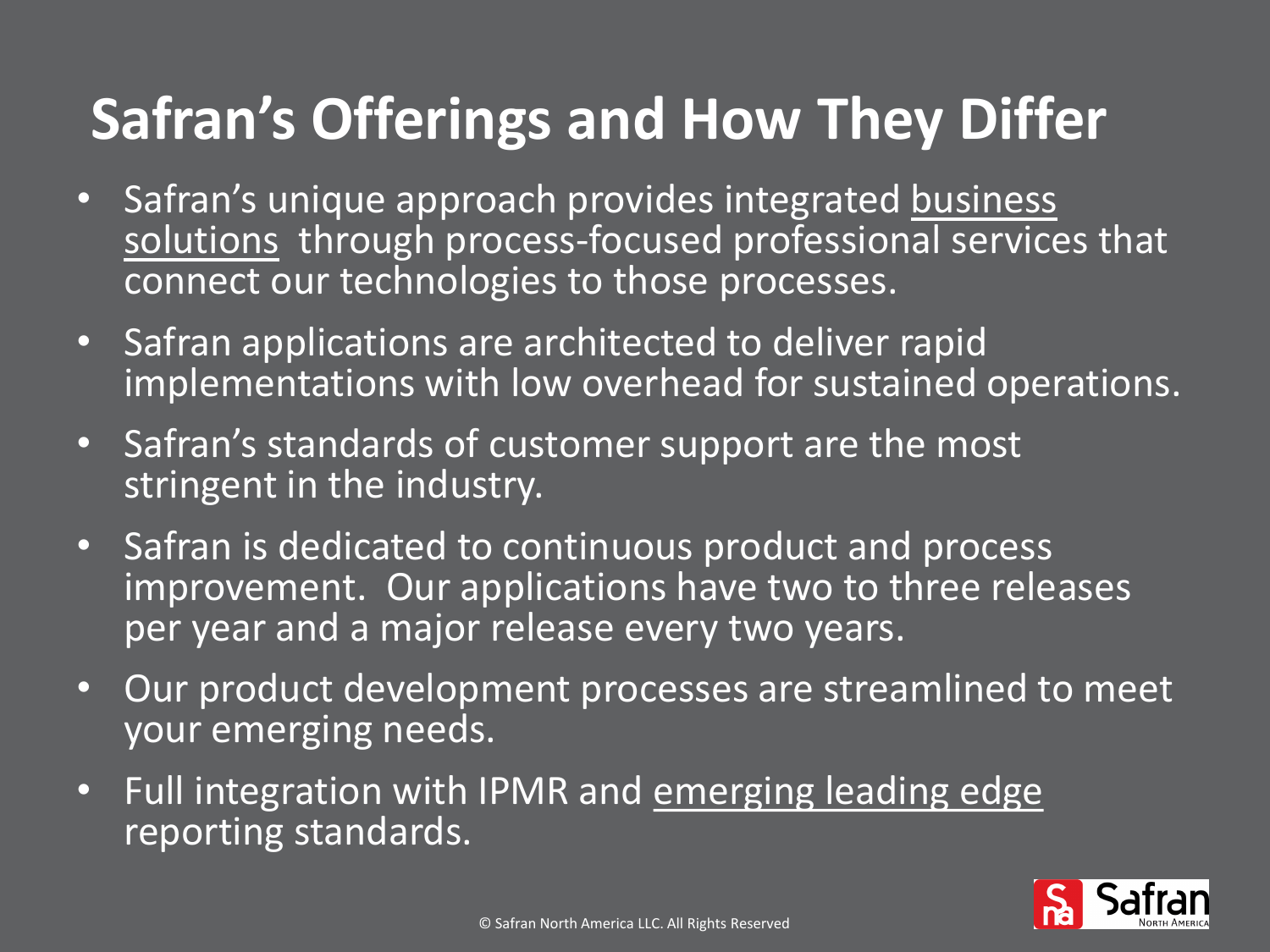# Safran's Offerings and How They Differ

- Safran's unique approach provides integrated business solutions through process-focused professional services that connect our technologies to those processes.
- Safran applications are architected to deliver rapid implementations with low overhead for sustained operations.
- Safran's standards of customer support are the most stringent in the industry.
- Safran is dedicated to continuous product and process improvement. Our applications have two to three releases per year and a major release every two years.
- Our product development processes are streamlined to meet your emerging needs.
- Full integration with IPMR and emerging leading edge reporting standards.

© Safran North America LLC. All Rights Reserved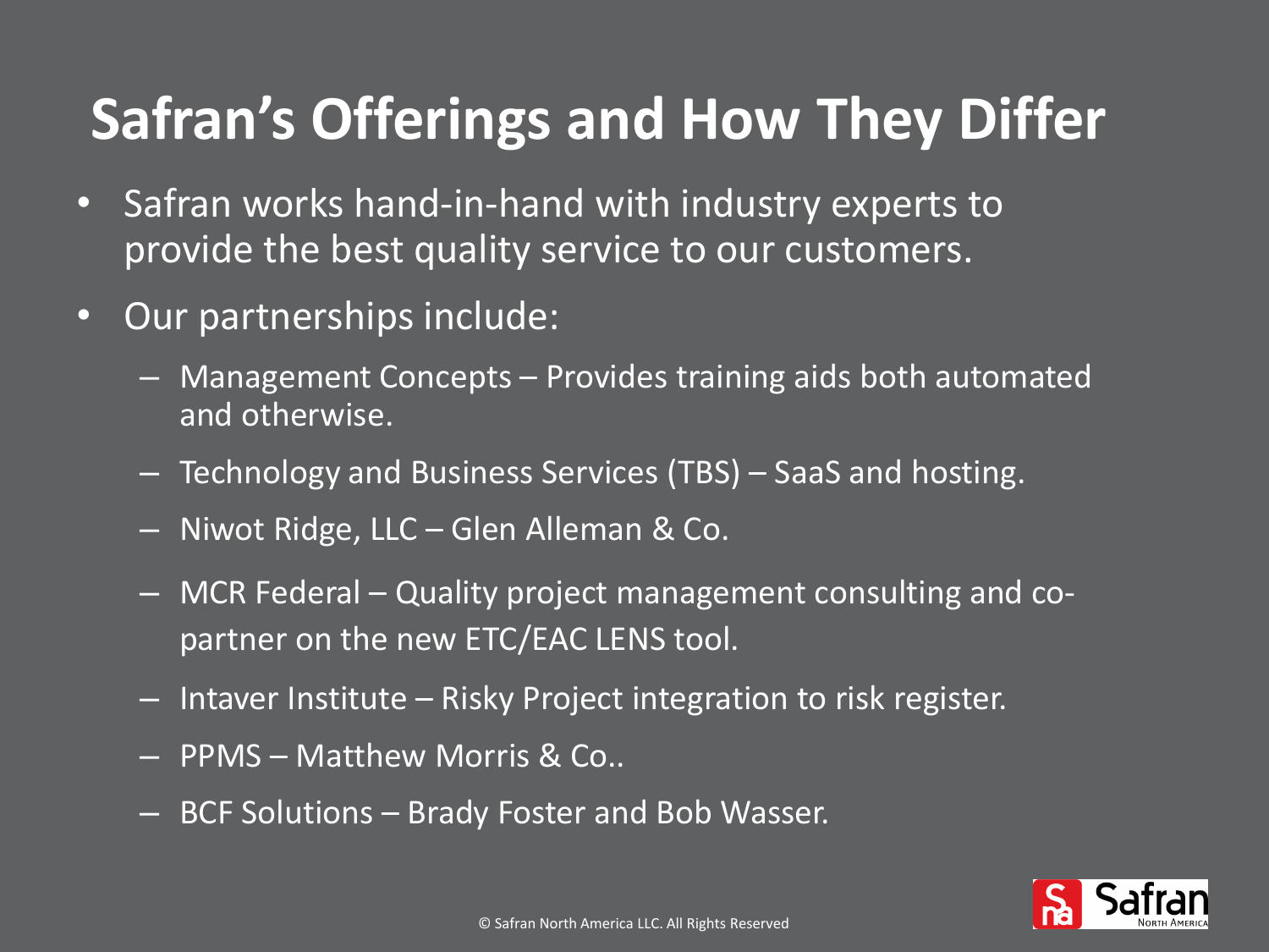# Safran's Offerings and How They Differ

- Safran works hand-in-hand with industry experts to provide the best quality service to our customers.
- Our partnerships include:
  - Management Concepts – Provides training aids both automated and otherwise.
  - Technology and Business Services (TBS) – SaaS and hosting.
  - Niwot Ridge, LLC – Glen Alleman & Co.
  - MCR Federal – Quality project management consulting and co-partner on the new ETC/EAC LENS tool.
  - Intaver Institute – Risky Project integration to risk register.
  - PPMS – Matthew Morris & Co..
  - BCF Solutions – Brady Foster and Bob Wasser.

© Safran North America LLC. All Rights Reserved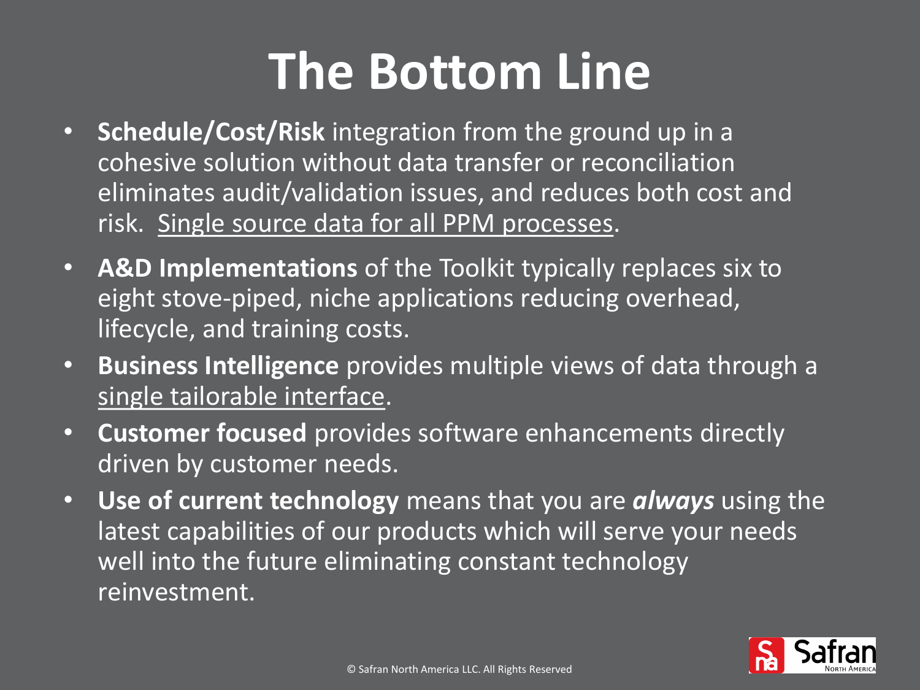# The Bottom Line

- **Schedule/Cost/Risk** integration from the ground up in a cohesive solution without data transfer or reconciliation eliminates audit/validation issues, and reduces both cost and risk. <u>Single source data for all PPM processes</u>.
- **A&D Implementations** of the Toolkit typically replaces six to eight stove-piped, niche applications reducing overhead, lifecycle, and training costs.
- **Business Intelligence** provides multiple views of data through a <u>single tailorable interface</u>.
- **Customer focused** provides software enhancements directly driven by customer needs.
- **Use of current technology** means that you are ***always*** using the latest capabilities of our products which will serve your needs well into the future eliminating constant technology reinvestment.

© Safran North America LLC. All Rights Reserved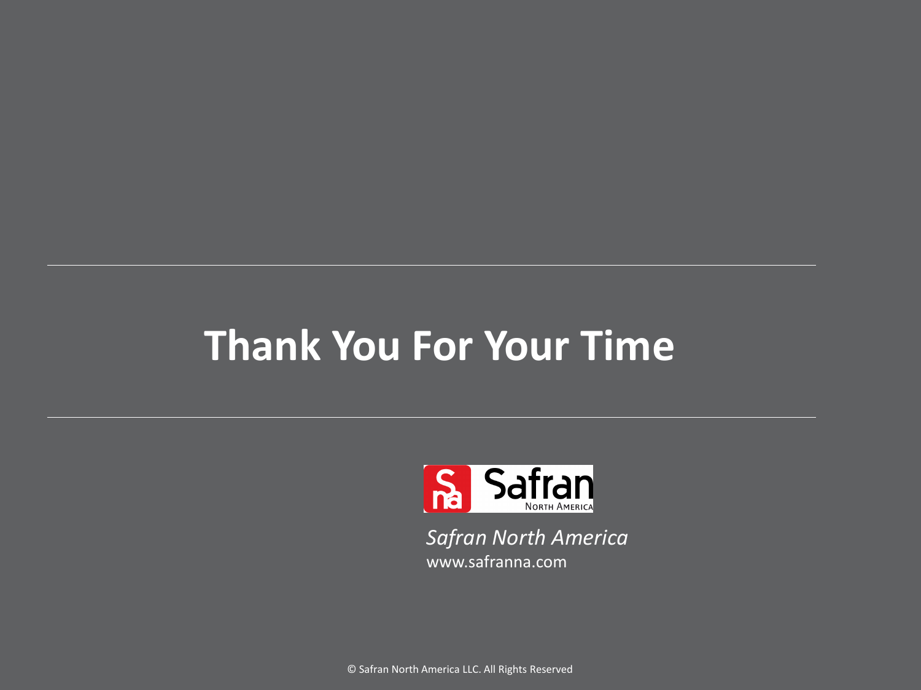# Thank You For Your Time

Safran
NORTH AMERICA

*Safran North America*
www.safranna.com

© Safran North America LLC. All Rights Reserved